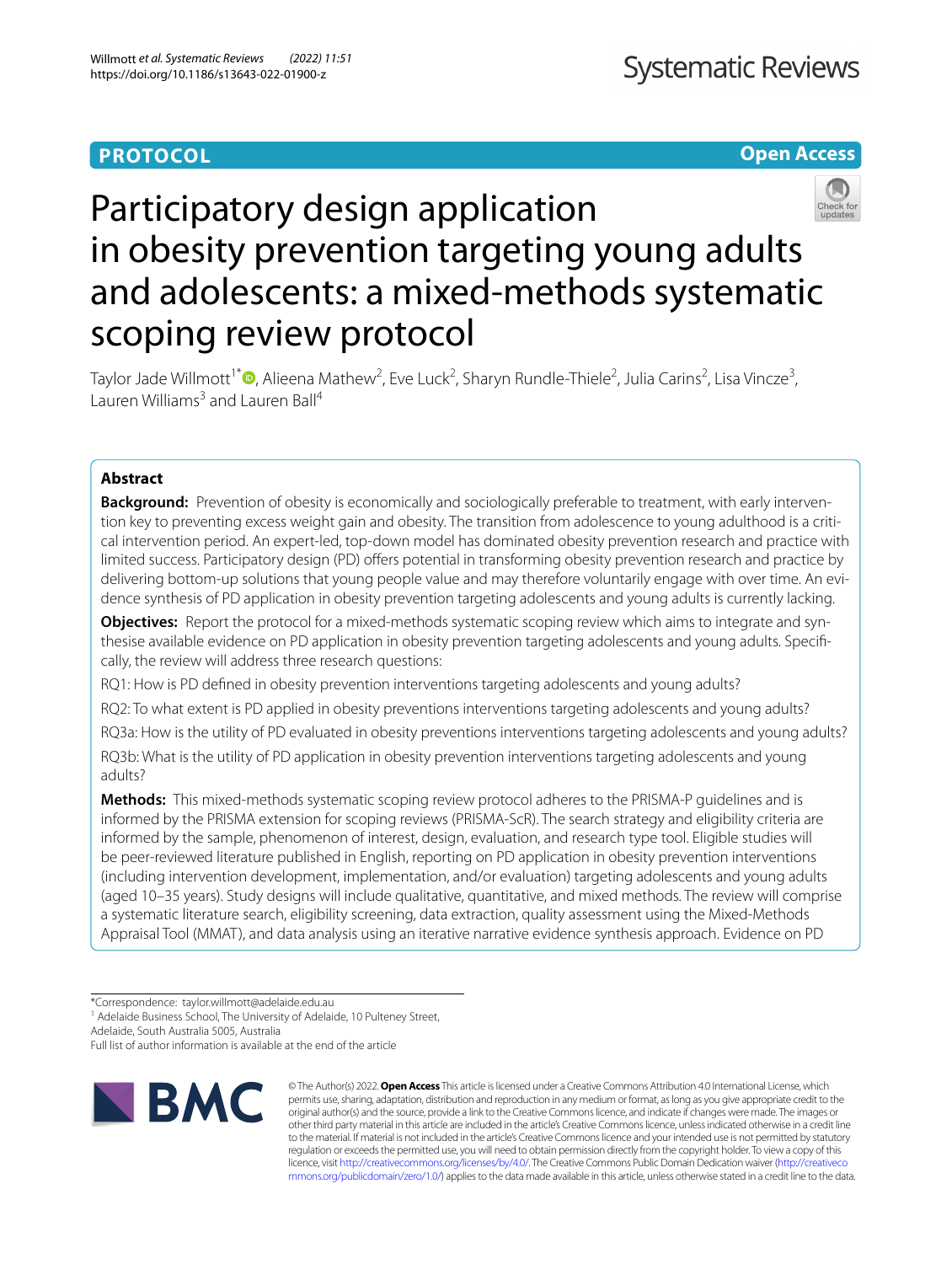PROTOCOL

Open Access

# Participatory design application in obesity prevention targeting young adults and adolescents: a mixed-methods systematic scoping review protocol

Taylor Jade Willmott[1*], Alieena Mathew[2], Eve Luck[2], Sharyn Rundle-Thiele[2], Julia Carins[2], Lisa Vincze[3], Lauren Williams[3] and Lauren Ball[4]

## Abstract

**Background:** Prevention of obesity is economically and sociologically preferable to treatment, with early intervention key to preventing excess weight gain and obesity. The transition from adolescence to young adulthood is a critical intervention period. An expert-led, top-down model has dominated obesity prevention research and practice with limited success. Participatory design (PD) offers potential in transforming obesity prevention research and practice by delivering bottom-up solutions that young people value and may therefore voluntarily engage with over time. An evidence synthesis of PD application in obesity prevention targeting adolescents and young adults is currently lacking.

**Objectives:** Report the protocol for a mixed-methods systematic scoping review which aims to integrate and synthesise available evidence on PD application in obesity prevention targeting adolescents and young adults. Specifically, the review will address three research questions:

RQ1: How is PD defined in obesity prevention interventions targeting adolescents and young adults?

RQ2: To what extent is PD applied in obesity preventions interventions targeting adolescents and young adults?

RQ3a: How is the utility of PD evaluated in obesity preventions interventions targeting adolescents and young adults?

RQ3b: What is the utility of PD application in obesity prevention interventions targeting adolescents and young adults?

**Methods:** This mixed-methods systematic scoping review protocol adheres to the PRISMA-P guidelines and is informed by the PRISMA extension for scoping reviews (PRISMA-ScR). The search strategy and eligibility criteria are informed by the sample, phenomenon of interest, design, evaluation, and research type tool. Eligible studies will be peer-reviewed literature published in English, reporting on PD application in obesity prevention interventions (including intervention development, implementation, and/or evaluation) targeting adolescents and young adults (aged 10–35 years). Study designs will include qualitative, quantitative, and mixed methods. The review will comprise a systematic literature search, eligibility screening, data extraction, quality assessment using the Mixed-Methods Appraisal Tool (MMAT), and data analysis using an iterative narrative evidence synthesis approach. Evidence on PD

*Correspondence: taylor.willmott@adelaide.edu.au

[1] Adelaide Business School, The University of Adelaide, 10 Pulteney Street, Adelaide, South Australia 5005, Australia

Full list of author information is available at the end of the article

© The Author(s) 2022. **Open Access** This article is licensed under a Creative Commons Attribution 4.0 International License, which permits use, sharing, adaptation, distribution and reproduction in any medium or format, as long as you give appropriate credit to the original author(s) and the source, provide a link to the Creative Commons licence, and indicate if changes were made. The images or other third party material in this article are included in the article's Creative Commons licence, unless indicated otherwise in a credit line to the material. If material is not included in the article's Creative Commons licence and your intended use is not permitted by statutory regulation or exceeds the permitted use, you will need to obtain permission directly from the copyright holder. To view a copy of this licence, visit http://creativecommons.org/licenses/by/4.0/. The Creative Commons Public Domain Dedication waiver (http://creativecommons.org/publicdomain/zero/1.0/) applies to the data made available in this article, unless otherwise stated in a credit line to the data.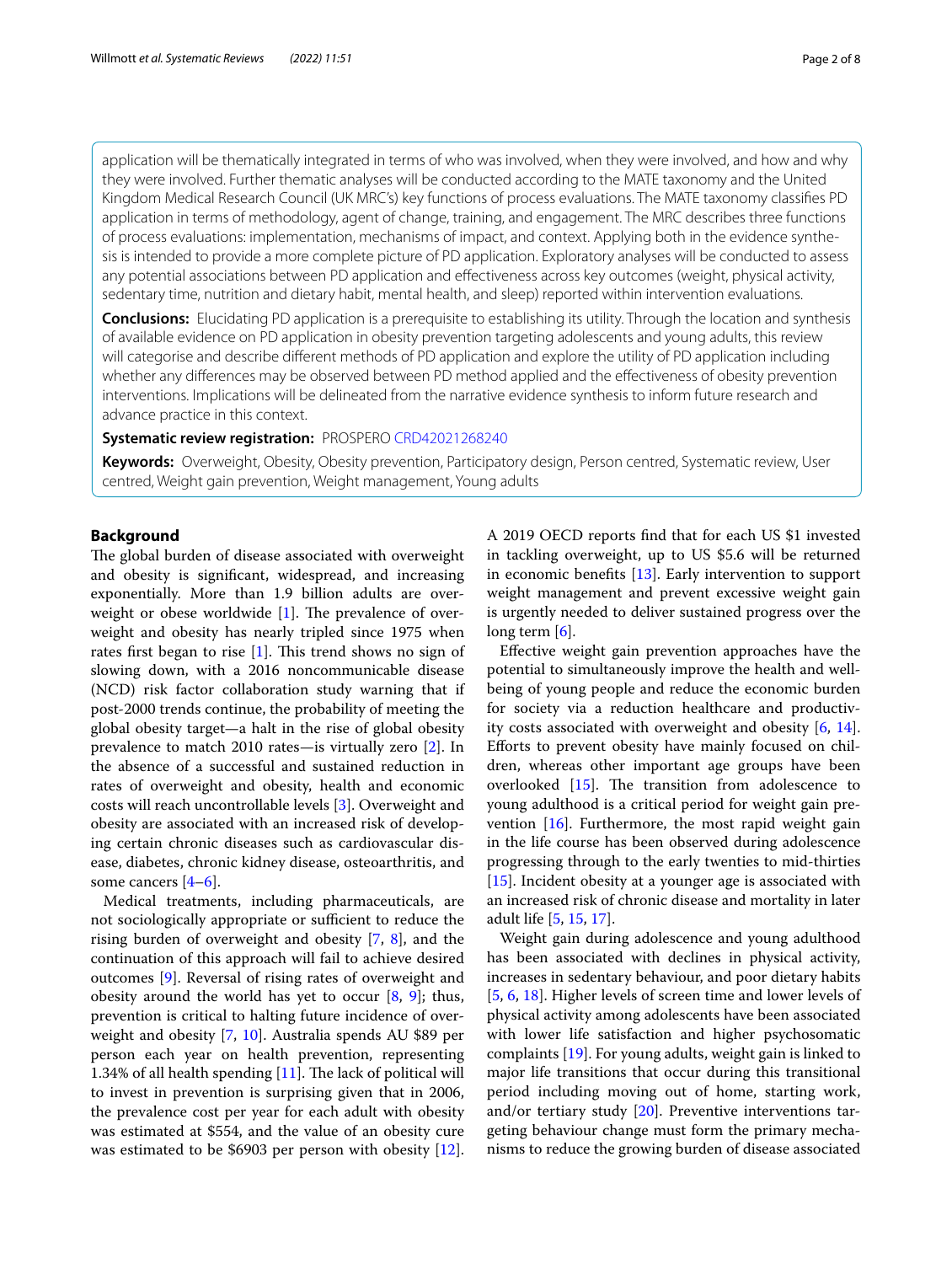application will be thematically integrated in terms of who was involved, when they were involved, and how and why they were involved. Further thematic analyses will be conducted according to the MATE taxonomy and the United Kingdom Medical Research Council (UK MRC's) key functions of process evaluations. The MATE taxonomy classifies PD application in terms of methodology, agent of change, training, and engagement. The MRC describes three functions of process evaluations: implementation, mechanisms of impact, and context. Applying both in the evidence synthesis is intended to provide a more complete picture of PD application. Exploratory analyses will be conducted to assess any potential associations between PD application and effectiveness across key outcomes (weight, physical activity, sedentary time, nutrition and dietary habit, mental health, and sleep) reported within intervention evaluations.

**Conclusions:** Elucidating PD application is a prerequisite to establishing its utility. Through the location and synthesis of available evidence on PD application in obesity prevention targeting adolescents and young adults, this review will categorise and describe different methods of PD application and explore the utility of PD application including whether any differences may be observed between PD method applied and the effectiveness of obesity prevention interventions. Implications will be delineated from the narrative evidence synthesis to inform future research and advance practice in this context.

**Systematic review registration:** PROSPERO CRD42021268240

**Keywords:** Overweight, Obesity, Obesity prevention, Participatory design, Person centred, Systematic review, User centred, Weight gain prevention, Weight management, Young adults

## Background

The global burden of disease associated with overweight and obesity is significant, widespread, and increasing exponentially. More than 1.9 billion adults are overweight or obese worldwide [1]. The prevalence of overweight and obesity has nearly tripled since 1975 when rates first began to rise [1]. This trend shows no sign of slowing down, with a 2016 noncommunicable disease (NCD) risk factor collaboration study warning that if post-2000 trends continue, the probability of meeting the global obesity target—a halt in the rise of global obesity prevalence to match 2010 rates—is virtually zero [2]. In the absence of a successful and sustained reduction in rates of overweight and obesity, health and economic costs will reach uncontrollable levels [3]. Overweight and obesity are associated with an increased risk of developing certain chronic diseases such as cardiovascular disease, diabetes, chronic kidney disease, osteoarthritis, and some cancers [4–6].

Medical treatments, including pharmaceuticals, are not sociologically appropriate or sufficient to reduce the rising burden of overweight and obesity [7, 8], and the continuation of this approach will fail to achieve desired outcomes [9]. Reversal of rising rates of overweight and obesity around the world has yet to occur [8, 9]; thus, prevention is critical to halting future incidence of overweight and obesity [7, 10]. Australia spends AU $89 per person each year on health prevention, representing 1.34% of all health spending [11]. The lack of political will to invest in prevention is surprising given that in 2006, the prevalence cost per year for each adult with obesity was estimated at $554, and the value of an obesity cure was estimated to be $6903 per person with obesity [12]. A 2019 OECD reports find that for each US $1 invested in tackling overweight, up to US $5.6 will be returned in economic benefits [13]. Early intervention to support weight management and prevent excessive weight gain is urgently needed to deliver sustained progress over the long term [6].

Effective weight gain prevention approaches have the potential to simultaneously improve the health and wellbeing of young people and reduce the economic burden for society via a reduction healthcare and productivity costs associated with overweight and obesity [6, 14]. Efforts to prevent obesity have mainly focused on children, whereas other important age groups have been overlooked [15]. The transition from adolescence to young adulthood is a critical period for weight gain prevention [16]. Furthermore, the most rapid weight gain in the life course has been observed during adolescence progressing through to the early twenties to mid-thirties [15]. Incident obesity at a younger age is associated with an increased risk of chronic disease and mortality in later adult life [5, 15, 17].

Weight gain during adolescence and young adulthood has been associated with declines in physical activity, increases in sedentary behaviour, and poor dietary habits [5, 6, 18]. Higher levels of screen time and lower levels of physical activity among adolescents have been associated with lower life satisfaction and higher psychosomatic complaints [19]. For young adults, weight gain is linked to major life transitions that occur during this transitional period including moving out of home, starting work, and/or tertiary study [20]. Preventive interventions targeting behaviour change must form the primary mechanisms to reduce the growing burden of disease associated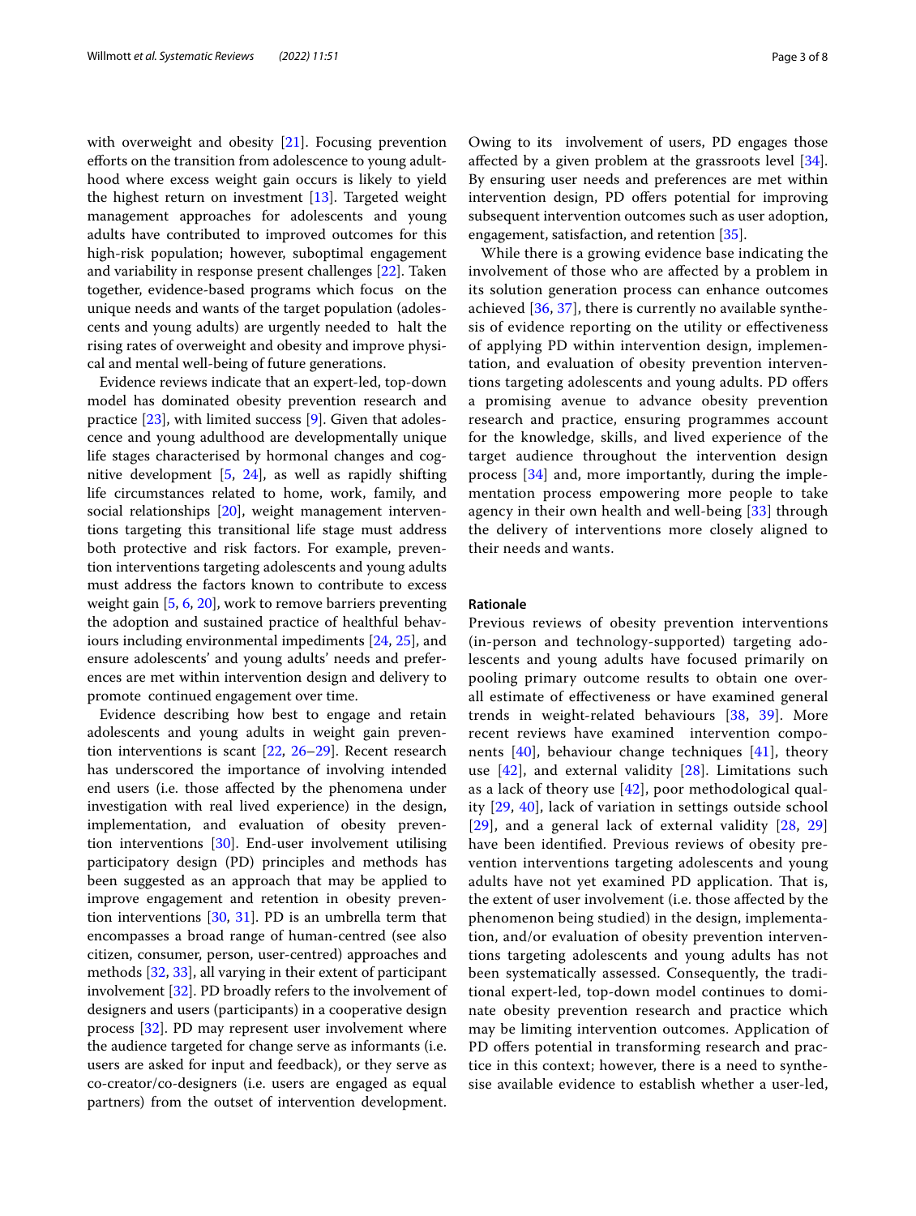with overweight and obesity [21]. Focusing prevention efforts on the transition from adolescence to young adulthood where excess weight gain occurs is likely to yield the highest return on investment [13]. Targeted weight management approaches for adolescents and young adults have contributed to improved outcomes for this high-risk population; however, suboptimal engagement and variability in response present challenges [22]. Taken together, evidence-based programs which focus on the unique needs and wants of the target population (adolescents and young adults) are urgently needed to halt the rising rates of overweight and obesity and improve physical and mental well-being of future generations.

Evidence reviews indicate that an expert-led, top-down model has dominated obesity prevention research and practice [23], with limited success [9]. Given that adolescence and young adulthood are developmentally unique life stages characterised by hormonal changes and cognitive development [5, 24], as well as rapidly shifting life circumstances related to home, work, family, and social relationships [20], weight management interventions targeting this transitional life stage must address both protective and risk factors. For example, prevention interventions targeting adolescents and young adults must address the factors known to contribute to excess weight gain [5, 6, 20], work to remove barriers preventing the adoption and sustained practice of healthful behaviours including environmental impediments [24, 25], and ensure adolescents' and young adults' needs and preferences are met within intervention design and delivery to promote continued engagement over time.

Evidence describing how best to engage and retain adolescents and young adults in weight gain prevention interventions is scant [22, 26–29]. Recent research has underscored the importance of involving intended end users (i.e. those affected by the phenomena under investigation with real lived experience) in the design, implementation, and evaluation of obesity prevention interventions [30]. End-user involvement utilising participatory design (PD) principles and methods has been suggested as an approach that may be applied to improve engagement and retention in obesity prevention interventions [30, 31]. PD is an umbrella term that encompasses a broad range of human-centred (see also citizen, consumer, person, user-centred) approaches and methods [32, 33], all varying in their extent of participant involvement [32]. PD broadly refers to the involvement of designers and users (participants) in a cooperative design process [32]. PD may represent user involvement where the audience targeted for change serve as informants (i.e. users are asked for input and feedback), or they serve as co-creator/co-designers (i.e. users are engaged as equal partners) from the outset of intervention development. Owing to its involvement of users, PD engages those affected by a given problem at the grassroots level [34]. By ensuring user needs and preferences are met within intervention design, PD offers potential for improving subsequent intervention outcomes such as user adoption, engagement, satisfaction, and retention [35].

While there is a growing evidence base indicating the involvement of those who are affected by a problem in its solution generation process can enhance outcomes achieved [36, 37], there is currently no available synthesis of evidence reporting on the utility or effectiveness of applying PD within intervention design, implementation, and evaluation of obesity prevention interventions targeting adolescents and young adults. PD offers a promising avenue to advance obesity prevention research and practice, ensuring programmes account for the knowledge, skills, and lived experience of the target audience throughout the intervention design process [34] and, more importantly, during the implementation process empowering more people to take agency in their own health and well-being [33] through the delivery of interventions more closely aligned to their needs and wants.

### Rationale

Previous reviews of obesity prevention interventions (in-person and technology-supported) targeting adolescents and young adults have focused primarily on pooling primary outcome results to obtain one overall estimate of effectiveness or have examined general trends in weight-related behaviours [38, 39]. More recent reviews have examined intervention components [40], behaviour change techniques [41], theory use [42], and external validity [28]. Limitations such as a lack of theory use [42], poor methodological quality [29, 40], lack of variation in settings outside school [29], and a general lack of external validity [28, 29] have been identified. Previous reviews of obesity prevention interventions targeting adolescents and young adults have not yet examined PD application. That is, the extent of user involvement (i.e. those affected by the phenomenon being studied) in the design, implementation, and/or evaluation of obesity prevention interventions targeting adolescents and young adults has not been systematically assessed. Consequently, the traditional expert-led, top-down model continues to dominate obesity prevention research and practice which may be limiting intervention outcomes. Application of PD offers potential in transforming research and practice in this context; however, there is a need to synthesise available evidence to establish whether a user-led,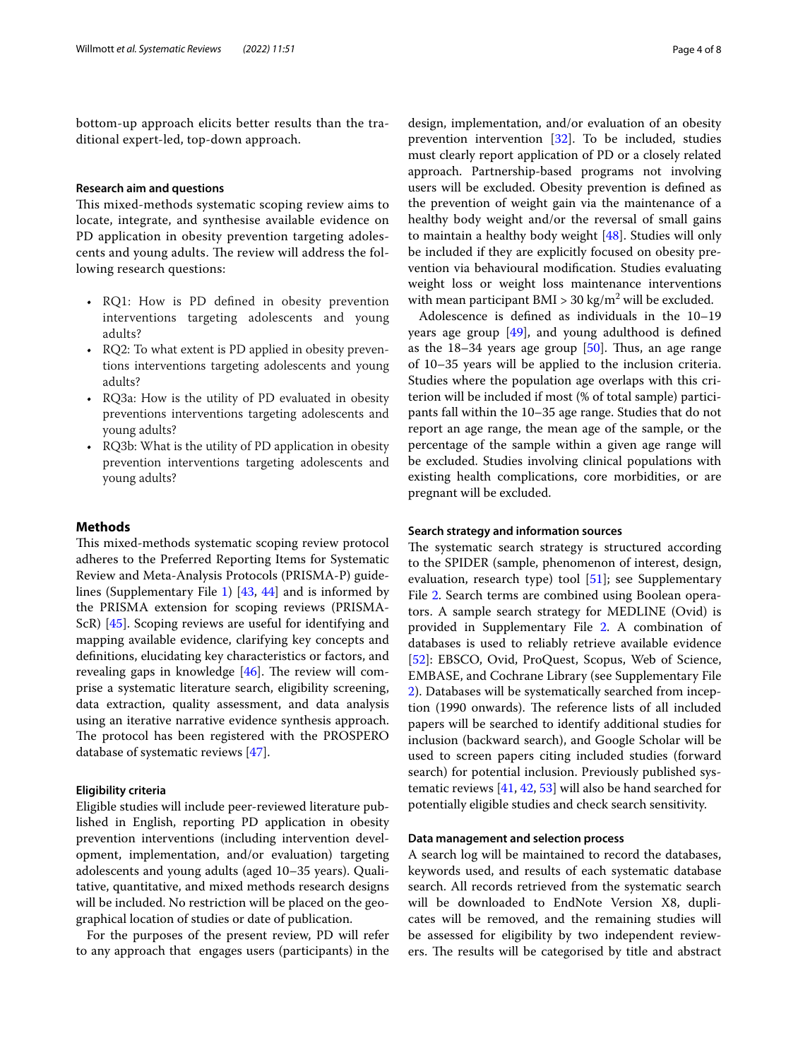bottom-up approach elicits better results than the traditional expert-led, top-down approach.

### Research aim and questions

This mixed-methods systematic scoping review aims to locate, integrate, and synthesise available evidence on PD application in obesity prevention targeting adolescents and young adults. The review will address the following research questions:

- RQ1: How is PD defined in obesity prevention interventions targeting adolescents and young adults?
- RQ2: To what extent is PD applied in obesity preventions interventions targeting adolescents and young adults?
- RQ3a: How is the utility of PD evaluated in obesity preventions interventions targeting adolescents and young adults?
- RQ3b: What is the utility of PD application in obesity prevention interventions targeting adolescents and young adults?

## Methods

This mixed-methods systematic scoping review protocol adheres to the Preferred Reporting Items for Systematic Review and Meta-Analysis Protocols (PRISMA-P) guidelines (Supplementary File 1) [43, 44] and is informed by the PRISMA extension for scoping reviews (PRISMA-ScR) [45]. Scoping reviews are useful for identifying and mapping available evidence, clarifying key concepts and definitions, elucidating key characteristics or factors, and revealing gaps in knowledge [46]. The review will comprise a systematic literature search, eligibility screening, data extraction, quality assessment, and data analysis using an iterative narrative evidence synthesis approach. The protocol has been registered with the PROSPERO database of systematic reviews [47].

### Eligibility criteria

Eligible studies will include peer-reviewed literature published in English, reporting PD application in obesity prevention interventions (including intervention development, implementation, and/or evaluation) targeting adolescents and young adults (aged 10–35 years). Qualitative, quantitative, and mixed methods research designs will be included. No restriction will be placed on the geographical location of studies or date of publication.

For the purposes of the present review, PD will refer to any approach that engages users (participants) in the design, implementation, and/or evaluation of an obesity prevention intervention [32]. To be included, studies must clearly report application of PD or a closely related approach. Partnership-based programs not involving users will be excluded. Obesity prevention is defined as the prevention of weight gain via the maintenance of a healthy body weight and/or the reversal of small gains to maintain a healthy body weight [48]. Studies will only be included if they are explicitly focused on obesity prevention via behavioural modification. Studies evaluating weight loss or weight loss maintenance interventions with mean participant BMI > 30 kg/m$^2$ will be excluded.

Adolescence is defined as individuals in the 10–19 years age group [49], and young adulthood is defined as the 18–34 years age group [50]. Thus, an age range of 10–35 years will be applied to the inclusion criteria. Studies where the population age overlaps with this criterion will be included if most (% of total sample) participants fall within the 10–35 age range. Studies that do not report an age range, the mean age of the sample, or the percentage of the sample within a given age range will be excluded. Studies involving clinical populations with existing health complications, core morbidities, or are pregnant will be excluded.

### Search strategy and information sources

The systematic search strategy is structured according to the SPIDER (sample, phenomenon of interest, design, evaluation, research type) tool [51]; see Supplementary File 2. Search terms are combined using Boolean operators. A sample search strategy for MEDLINE (Ovid) is provided in Supplementary File 2. A combination of databases is used to reliably retrieve available evidence [52]: EBSCO, Ovid, ProQuest, Scopus, Web of Science, EMBASE, and Cochrane Library (see Supplementary File 2). Databases will be systematically searched from inception (1990 onwards). The reference lists of all included papers will be searched to identify additional studies for inclusion (backward search), and Google Scholar will be used to screen papers citing included studies (forward search) for potential inclusion. Previously published systematic reviews [41, 42, 53] will also be hand searched for potentially eligible studies and check search sensitivity.

### Data management and selection process

A search log will be maintained to record the databases, keywords used, and results of each systematic database search. All records retrieved from the systematic search will be downloaded to EndNote Version X8, duplicates will be removed, and the remaining studies will be assessed for eligibility by two independent reviewers. The results will be categorised by title and abstract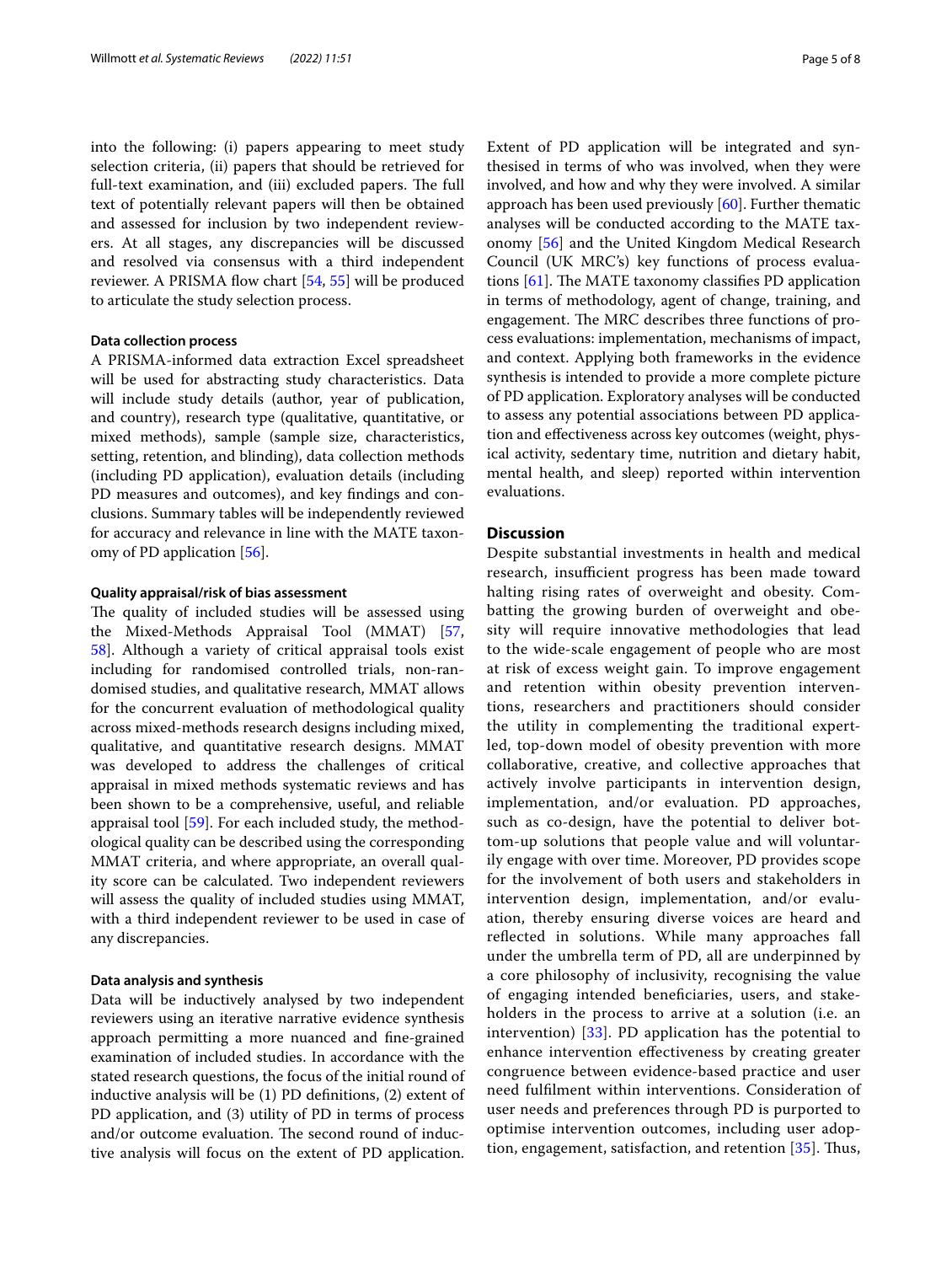into the following: (i) papers appearing to meet study selection criteria, (ii) papers that should be retrieved for full-text examination, and (iii) excluded papers. The full text of potentially relevant papers will then be obtained and assessed for inclusion by two independent reviewers. At all stages, any discrepancies will be discussed and resolved via consensus with a third independent reviewer. A PRISMA flow chart [54, 55] will be produced to articulate the study selection process.

### Data collection process

A PRISMA-informed data extraction Excel spreadsheet will be used for abstracting study characteristics. Data will include study details (author, year of publication, and country), research type (qualitative, quantitative, or mixed methods), sample (sample size, characteristics, setting, retention, and blinding), data collection methods (including PD application), evaluation details (including PD measures and outcomes), and key findings and conclusions. Summary tables will be independently reviewed for accuracy and relevance in line with the MATE taxonomy of PD application [56].

### Quality appraisal/risk of bias assessment

The quality of included studies will be assessed using the Mixed-Methods Appraisal Tool (MMAT) [57, 58]. Although a variety of critical appraisal tools exist including for randomised controlled trials, non-randomised studies, and qualitative research, MMAT allows for the concurrent evaluation of methodological quality across mixed-methods research designs including mixed, qualitative, and quantitative research designs. MMAT was developed to address the challenges of critical appraisal in mixed methods systematic reviews and has been shown to be a comprehensive, useful, and reliable appraisal tool [59]. For each included study, the methodological quality can be described using the corresponding MMAT criteria, and where appropriate, an overall quality score can be calculated. Two independent reviewers will assess the quality of included studies using MMAT, with a third independent reviewer to be used in case of any discrepancies.

### Data analysis and synthesis

Data will be inductively analysed by two independent reviewers using an iterative narrative evidence synthesis approach permitting a more nuanced and fine-grained examination of included studies. In accordance with the stated research questions, the focus of the initial round of inductive analysis will be (1) PD definitions, (2) extent of PD application, and (3) utility of PD in terms of process and/or outcome evaluation. The second round of inductive analysis will focus on the extent of PD application. Extent of PD application will be integrated and synthesised in terms of who was involved, when they were involved, and how and why they were involved. A similar approach has been used previously [60]. Further thematic analyses will be conducted according to the MATE taxonomy [56] and the United Kingdom Medical Research Council (UK MRC's) key functions of process evaluations [61]. The MATE taxonomy classifies PD application in terms of methodology, agent of change, training, and engagement. The MRC describes three functions of process evaluations: implementation, mechanisms of impact, and context. Applying both frameworks in the evidence synthesis is intended to provide a more complete picture of PD application. Exploratory analyses will be conducted to assess any potential associations between PD application and effectiveness across key outcomes (weight, physical activity, sedentary time, nutrition and dietary habit, mental health, and sleep) reported within intervention evaluations.

## Discussion

Despite substantial investments in health and medical research, insufficient progress has been made toward halting rising rates of overweight and obesity. Combatting the growing burden of overweight and obesity will require innovative methodologies that lead to the wide-scale engagement of people who are most at risk of excess weight gain. To improve engagement and retention within obesity prevention interventions, researchers and practitioners should consider the utility in complementing the traditional expert-led, top-down model of obesity prevention with more collaborative, creative, and collective approaches that actively involve participants in intervention design, implementation, and/or evaluation. PD approaches, such as co-design, have the potential to deliver bottom-up solutions that people value and will voluntarily engage with over time. Moreover, PD provides scope for the involvement of both users and stakeholders in intervention design, implementation, and/or evaluation, thereby ensuring diverse voices are heard and reflected in solutions. While many approaches fall under the umbrella term of PD, all are underpinned by a core philosophy of inclusivity, recognising the value of engaging intended beneficiaries, users, and stakeholders in the process to arrive at a solution (i.e. an intervention) [33]. PD application has the potential to enhance intervention effectiveness by creating greater congruence between evidence-based practice and user need fulfilment within interventions. Consideration of user needs and preferences through PD is purported to optimise intervention outcomes, including user adoption, engagement, satisfaction, and retention [35]. Thus,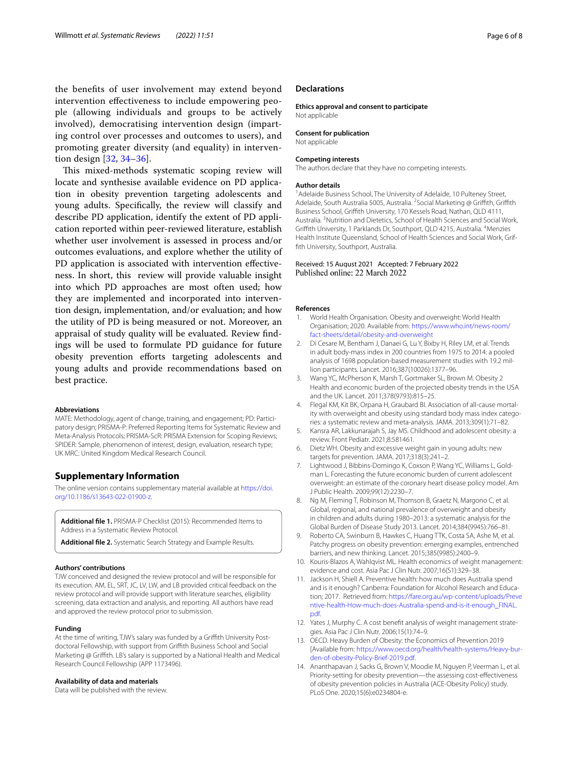the benefits of user involvement may extend beyond intervention effectiveness to include empowering people (allowing individuals and groups to be actively involved), democratising intervention design (imparting control over processes and outcomes to users), and promoting greater diversity (and equality) in intervention design [32, 34–36].

This mixed-methods systematic scoping review will locate and synthesise available evidence on PD application in obesity prevention targeting adolescents and young adults. Specifically, the review will classify and describe PD application, identify the extent of PD application reported within peer-reviewed literature, establish whether user involvement is assessed in process and/or outcomes evaluations, and explore whether the utility of PD application is associated with intervention effectiveness. In short, this review will provide valuable insight into which PD approaches are most often used; how they are implemented and incorporated into intervention design, implementation, and/or evaluation; and how the utility of PD is being measured or not. Moreover, an appraisal of study quality will be evaluated. Review findings will be used to formulate PD guidance for future obesity prevention efforts targeting adolescents and young adults and provide recommendations based on best practice.

#### Abbreviations

MATE: Methodology, agent of change, training, and engagement; PD: Participatory design; PRISMA-P: Preferred Reporting Items for Systematic Review and Meta-Analysis Protocols; PRISMA-ScR: PRISMA Extension for Scoping Reviews; SPIDER: Sample, phenomenon of interest, design, evaluation, research type; UK MRC: United Kingdom Medical Research Council.

## Supplementary Information

The online version contains supplementary material available at https://doi.org/10.1186/s13643-022-01900-z.

**Additional file 1.** PRISMA-P Checklist (2015): Recommended Items to Address in a Systematic Review Protocol.

**Additional file 2.** Systematic Search Strategy and Example Results.

#### Authors' contributions

TJW conceived and designed the review protocol and will be responsible for its execution. AM, EL, SRT, JC, LV, LW, and LB provided critical feedback on the review protocol and will provide support with literature searches, eligibility screening, data extraction and analysis, and reporting. All authors have read and approved the review protocol prior to submission.

#### Funding

At the time of writing, TJW's salary was funded by a Griffith University Postdoctoral Fellowship, with support from Griffith Business School and Social Marketing @ Griffith. LB's salary is supported by a National Health and Medical Research Council Fellowship (APP 1173496).

#### Availability of data and materials

Data will be published with the review.

## Declarations

#### Ethics approval and consent to participate

Not applicable

#### Consent for publication

Not applicable

#### Competing interests

The authors declare that they have no competing interests.

#### Author details

[1] Adelaide Business School, The University of Adelaide, 10 Pulteney Street, Adelaide, South Australia 5005, Australia. [2] Social Marketing @ Griffith, Griffith Business School, Griffith University, 170 Kessels Road, Nathan, QLD 4111, Australia. [3] Nutrition and Dietetics, School of Health Sciences and Social Work, Griffith University, 1 Parklands Dr, Southport, QLD 4215, Australia. [4] Menzies Health Institute Queensland, School of Health Sciences and Social Work, Griffith University, Southport, Australia.

Received: 15 August 2021 Accepted: 7 February 2022
Published online: 22 March 2022

#### References

1. World Health Organisation. Obesity and overweight: World Health Organisation; 2020. Available from: https://www.who.int/news-room/fact-sheets/detail/obesity-and-overweight
2. Di Cesare M, Bentham J, Danaei G, Lu Y, Bixby H, Riley LM, et al. Trends in adult body-mass index in 200 countries from 1975 to 2014: a pooled analysis of 1698 population-based measurement studies with 19.2 million participants. Lancet. 2016;387(10026):1377–96.
3. Wang YC, McPherson K, Marsh T, Gortmaker SL, Brown M. Obesity 2 Health and economic burden of the projected obesity trends in the USA and the UK. Lancet. 2011;378(9793):815–25.
4. Flegal KM, Kit BK, Orpana H, Graubard BI. Association of all-cause mortality with overweight and obesity using standard body mass index categories: a systematic review and meta-analysis. JAMA. 2013;309(1):71–82.
5. Kansra AR, Lakkunarajah S, Jay MS. Childhood and adolescent obesity: a review. Front Pediatr. 2021;8:581461.
6. Dietz WH. Obesity and excessive weight gain in young adults: new targets for prevention. JAMA. 2017;318(3):241–2.
7. Lightwood J, Bibbins-Domingo K, Coxson P, Wang YC, Williams L, Goldman L. Forecasting the future economic burden of current adolescent overweight: an estimate of the coronary heart disease policy model. Am J Public Health. 2009;99(12):2230–7.
8. Ng M, Fleming T, Robinson M, Thomson B, Graetz N, Margono C, et al. Global, regional, and national prevalence of overweight and obesity in children and adults during 1980–2013: a systematic analysis for the Global Burden of Disease Study 2013. Lancet. 2014;384(9945):766–81.
9. Roberto CA, Swinburn B, Hawkes C, Huang TTK, Costa SA, Ashe M, et al. Patchy progress on obesity prevention: emerging examples, entrenched barriers, and new thinking. Lancet. 2015;385(9985):2400–9.
10. Kouris-Blazos A, Wahlqvist ML. Health economics of weight management: evidence and cost. Asia Pac J Clin Nutr. 2007;16(S1):329–38.
11. Jackson H, Shiell A. Preventive health: how much does Australia spend and is it enough? Canberra: Foundation for Alcohol Research and Education; 2017. Retrieved from: https://fare.org.au/wp-content/uploads/Preventive-health-How-much-does-Australia-spend-and-is-it-enough_FINAL.pdf.
12. Yates J, Murphy C. A cost benefit analysis of weight management strategies. Asia Pac J Clin Nutr. 2006;15(1):74–9.
13. OECD. Heavy Burden of Obesity: the Economics of Prevention 2019 [Available from: https://www.oecd.org/health/health-systems/Heavy-burden-of-obesity-Policy-Brief-2019.pdf.
14. Ananthapavan J, Sacks G, Brown V, Moodie M, Nguyen P, Veerman L, et al. Priority-setting for obesity prevention—the assessing cost-effectiveness of obesity prevention policies in Australia (ACE-Obesity Policy) study. PLoS One. 2020;15(6):e0234804-e.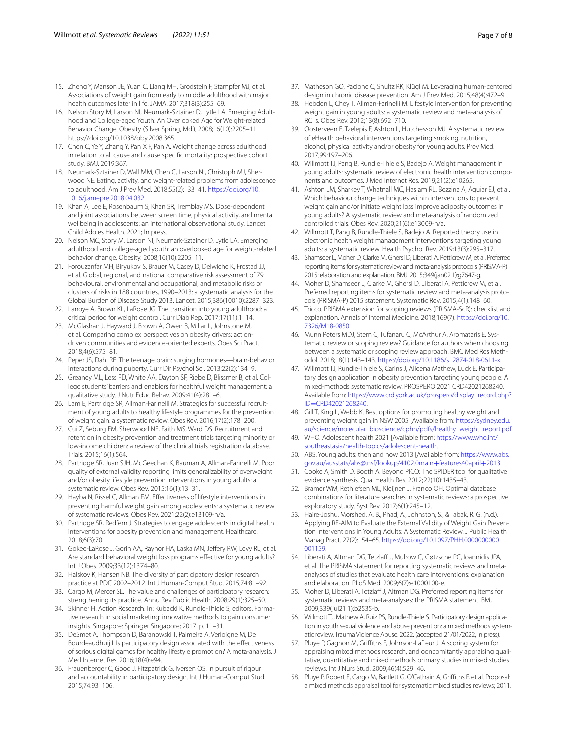15. Zheng Y, Manson JE, Yuan C, Liang MH, Grodstein F, Stampfer MJ, et al. Associations of weight gain from early to middle adulthood with major health outcomes later in life. JAMA. 2017;318(3):255–69.
16. Nelson Story M, Larson NI, Neumark-Sztainer D, Lytle LA. Emerging Adulthood and College-aged Youth: An Overlooked Age for Weight-related Behavior Change. Obesity (Silver Spring, Md.), 2008;16(10):2205–11. https://doi.org/10.1038/oby.2008.365.
17. Chen C, Ye Y, Zhang Y, Pan X F, Pan A. Weight change across adulthood in relation to all cause and cause specific mortality: prospective cohort study. BMJ. 2019;367.
18. Neumark-Sztainer D, Wall MM, Chen C, Larson NI, Christoph MJ, Sherwood NE. Eating, activity, and weight-related problems from adolescence to adulthood. Am J Prev Med. 2018;55(2):133–41. https://doi.org/10.1016/j.amepre.2018.04.032.
19. Khan A, Lee E, Rosenbaum S, Khan SR, Tremblay MS. Dose-dependent and joint associations between screen time, physical activity, and mental wellbeing in adolescents: an international observational study. Lancet Child Adoles Health. 2021; In press.
20. Nelson MC, Story M, Larson NI, Neumark-Sztainer D, Lytle LA. Emerging adulthood and college-aged youth: an overlooked age for weight-related behavior change. Obesity. 2008;16(10):2205–11.
21. Forouzanfar MH, Biryukov S, Brauer M, Casey D, Delwiche K, Frostad JJ, et al. Global, regional, and national comparative risk assessment of 79 behavioural, environmental and occupational, and metabolic risks or clusters of risks in 188 countries, 1990–2013: a systematic analysis for the Global Burden of Disease Study 2013. Lancet. 2015;386(10010):2287–323.
22. Lanoye A, Brown KL, LaRose JG. The transition into young adulthood: a critical period for weight control. Curr Diab Rep. 2017;17(11):1–14.
23. McGlashan J, Hayward J, Brown A, Owen B, Millar L, Johnstone M, et al. Comparing complex perspectives on obesity drivers: action-driven communities and evidence-oriented experts. Obes Sci Pract. 2018;4(6):575–81.
24. Peper JS, Dahl RE. The teenage brain: surging hormones—brain-behavior interactions during puberty. Curr Dir Psychol Sci. 2013;22(2):134–9.
25. Greaney ML, Less FD, White AA, Dayton SF, Riebe D, Blissmer B, et al. College students' barriers and enablers for healthful weight management: a qualitative study. J Nutr Educ Behav. 2009;41(4):281–6.
26. Lam E, Partridge SR, Allman-Farinelli M. Strategies for successful recruitment of young adults to healthy lifestyle programmes for the prevention of weight gain: a systematic review. Obes Rev. 2016;17(2):178–200.
27. Cui Z, Seburg EM, Sherwood NE, Faith MS, Ward DS. Recruitment and retention in obesity prevention and treatment trials targeting minority or low-income children: a review of the clinical trials registration database. Trials. 2015;16(1):564.
28. Partridge SR, Juan SJH, McGeechan K, Bauman A, Allman-Farinelli M. Poor quality of external validity reporting limits generalizability of overweight and/or obesity lifestyle prevention interventions in young adults: a systematic review. Obes Rev. 2015;16(1):13–31.
29. Hayba N, Rissel C, Allman FM. Effectiveness of lifestyle interventions in preventing harmful weight gain among adolescents: a systematic review of systematic reviews. Obes Rev. 2021;22(2):e13109-n/a.
30. Partridge SR, Redfern J. Strategies to engage adolescents in digital health interventions for obesity prevention and management. Healthcare. 2018;6(3):70.
31. Gokee-LaRose J, Gorin AA, Raynor HA, Laska MN, Jeffery RW, Levy RL, et al. Are standard behavioral weight loss programs effective for young adults? Int J Obes. 2009;33(12):1374–80.
32. Halskov K, Hansen NB. The diversity of participatory design research practice at PDC 2002–2012. Int J Human-Comput Stud. 2015;74:81–92.
33. Cargo M, Mercer SL. The value and challenges of participatory research: strengthening its practice. Annu Rev Public Health. 2008;29(1):325–50.
34. Skinner H. Action Research. In: Kubacki K, Rundle-Thiele S, editors. Formative research in social marketing: innovative methods to gain consumer insights. Singapore: Springer Singapore; 2017. p. 11–31.
35. DeSmet A, Thompson D, Baranowski T, Palmeira A, Verloigne M, De Bourdeaudhuij I. Is participatory design associated with the effectiveness of serious digital games for healthy lifestyle promotion? A meta-analysis. J Med Internet Res. 2016;18(4):e94.
36. Frauenberger C, Good J, Fitzpatrick G, Iversen OS. In pursuit of rigour and accountability in participatory design. Int J Human-Comput Stud. 2015;74:93–106.
37. Matheson GO, Pacione C, Shultz RK, Klügl M. Leveraging human-centered design in chronic disease prevention. Am J Prev Med. 2015;48(4):472–9.
38. Hebden L, Chey T, Allman-Farinelli M. Lifestyle intervention for preventing weight gain in young adults: a systematic review and meta-analysis of RCTs. Obes Rev. 2012;13(8):692–710.
39. Oosterveen E, Tzelepis F, Ashton L, Hutchesson MJ. A systematic review of eHealth behavioral interventions targeting smoking, nutrition, alcohol, physical activity and/or obesity for young adults. Prev Med. 2017;99:197–206.
40. Willmott TJ, Pang B, Rundle-Thiele S, Badejo A. Weight management in young adults: systematic review of electronic health intervention components and outcomes. J Med Internet Res. 2019;21(2):e10265.
41. Ashton LM, Sharkey T, Whatnall MC, Haslam RL, Bezzina A, Aguiar EJ, et al. Which behaviour change techniques within interventions to prevent weight gain and/or initiate weight loss improve adiposity outcomes in young adults? A systematic review and meta-analysis of randomized controlled trials. Obes Rev. 2020;21(6):e13009-n/a.
42. Willmott T, Pang B, Rundle-Thiele S, Badejo A. Reported theory use in electronic health weight management interventions targeting young adults: a systematic review. Health Psychol Rev. 2019;13(3):295–317.
43. Shamseer L, Moher D, Clarke M, Ghersi D, Liberati A, Petticrew M, et al. Preferred reporting items for systematic review and meta-analysis protocols (PRISMA-P) 2015: elaboration and explanation. BMJ. 2015;349(jan02 1):g7647-g.
44. Moher D, Shamseer L, Clarke M, Ghersi D, Liberati A, Petticrew M, et al. Preferred reporting items for systematic review and meta-analysis protocols (PRISMA-P) 2015 statement. Systematic Rev. 2015;4(1):148–60.
45. Tricco. PRISMA extension for scoping reviews (PRISMA-ScR): checklist and explanation. Annals of Internal Medicine. 2018;169(7). https://doi.org/10.7326/M18-0850.
46. Munn Peters MDJ, Stern C, Tufanaru C, McArthur A, Aromataris E. Systematic review or scoping review? Guidance for authors when choosing between a systematic or scoping review approach. BMC Med Res Methodol. 2018;18(1):143–143. https://doi.org/10.1186/s12874-018-0611-x.
47. Willmott TJ, Rundle-Thiele S, Carins J, Alieena Mathew, Luck E. Participatory design application in obesity prevention targeting young people: A mixed-methods systematic review. PROSPERO 2021 CRD42021268240. Available from: https://www.crd.york.ac.uk/prospero/display_record.php?ID=CRD42021268240.
48. Gill T, King L, Webb K. Best options for promoting healthy weight and preventing weight gain in NSW 2005 [Available from: https://sydney.edu.au/science/molecular_bioscience/cphn/pdfs/healthy_weight_report.pdf.
49. WHO. Adolescent health 2021 [Available from: https://www.who.int/southeastasia/health-topics/adolescent-health.
50. ABS. Young adults: then and now 2013 [Available from: https://www.abs.gov.au/ausstats/abs@.nsf/lookup/4102.0main+features40april+2013.
51. Cooke A, Smith D, Booth A. Beyond PICO: The SPIDER tool for qualitative evidence synthesis. Qual Health Res. 2012;22(10):1435–43.
52. Bramer WM, Rethlefsen ML, Kleijnen J, Franco OH. Optimal database combinations for literature searches in systematic reviews: a prospective exploratory study. Syst Rev. 2017;6(1):245–12.
53. Haire-Joshu, Morshed, A. B., Phad, A., Johnston, S., & Tabak, R. G. (n.d.). Applying RE-AIM to Evaluate the External Validity of Weight Gain Prevention Interventions in Young Adults: A Systematic Review. J Public Health Manag Pract. 27(2):154–65. https://doi.org/10.1097/PHH.0000000000001159.
54. Liberati A, Altman DG, Tetzlaff J, Mulrow C, Gøtzsche PC, Ioannidis JPA, et al. The PRISMA statement for reporting systematic reviews and meta-analyses of studies that evaluate health care interventions: explanation and elaboration. PLoS Med. 2009;6(7):e1000100-e.
55. Moher D, Liberati A, Tetzlaff J, Altman DG. Preferred reporting items for systematic reviews and meta-analyses: the PRISMA statement. BMJ. 2009;339(jul21 1):b2535-b.
56. Willmott TJ, Mathew A, Ruiz PS, Rundle-Thiele S. Participatory design application in youth sexual violence and abuse prevention: a mixed methods systematic review. Trauma Violence Abuse. 2022. (accepted 21/01/2022, in press).
57. Pluye P, Gagnon M, Griffiths F, Johnson-Lafleur J. A scoring system for appraising mixed methods research, and concomitantly appraising qualitative, quantitative and mixed methods primary studies in mixed studies reviews. Int J Nurs Stud. 2009;46(4):529–46.
58. Pluye P, Robert E, Cargo M, Bartlett G, O'Cathain A, Griffiths F, et al. Proposal: a mixed methods appraisal tool for systematic mixed studies reviews; 2011.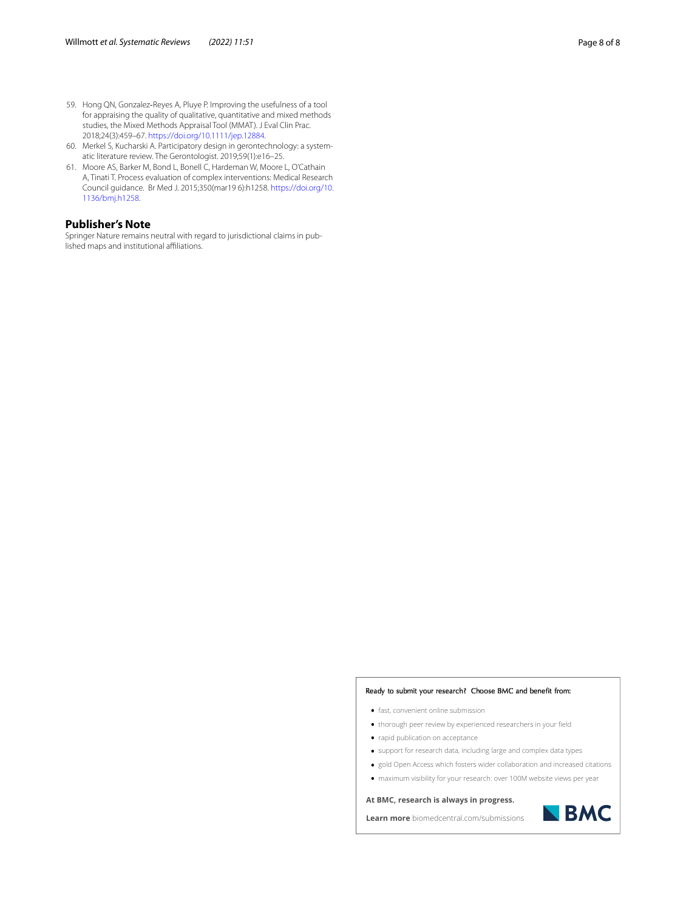59. Hong QN, Gonzalez-Reyes A, Pluye P. Improving the usefulness of a tool for appraising the quality of qualitative, quantitative and mixed methods studies, the Mixed Methods Appraisal Tool (MMAT). J Eval Clin Prac. 2018;24(3):459–67. https://doi.org/10.1111/jep.12884.
60. Merkel S, Kucharski A. Participatory design in gerontechnology: a systematic literature review. The Gerontologist. 2019;59(1):e16–25.
61. Moore AS, Barker M, Bond L, Bonell C, Hardeman W, Moore L, O'Cathain A, Tinati T. Process evaluation of complex interventions: Medical Research Council guidance. Br Med J. 2015;350(mar19 6):h1258. https://doi.org/10.1136/bmj.h1258.

## Publisher's Note

Springer Nature remains neutral with regard to jurisdictional claims in published maps and institutional affiliations.

Ready to submit your research? Choose BMC and benefit from:

- fast, convenient online submission
- thorough peer review by experienced researchers in your field
- rapid publication on acceptance
- support for research data, including large and complex data types
- gold Open Access which fosters wider collaboration and increased citations
- maximum visibility for your research: over 100M website views per year

**At BMC, research is always in progress.**

**Learn more** biomedcentral.com/submissions

BMC